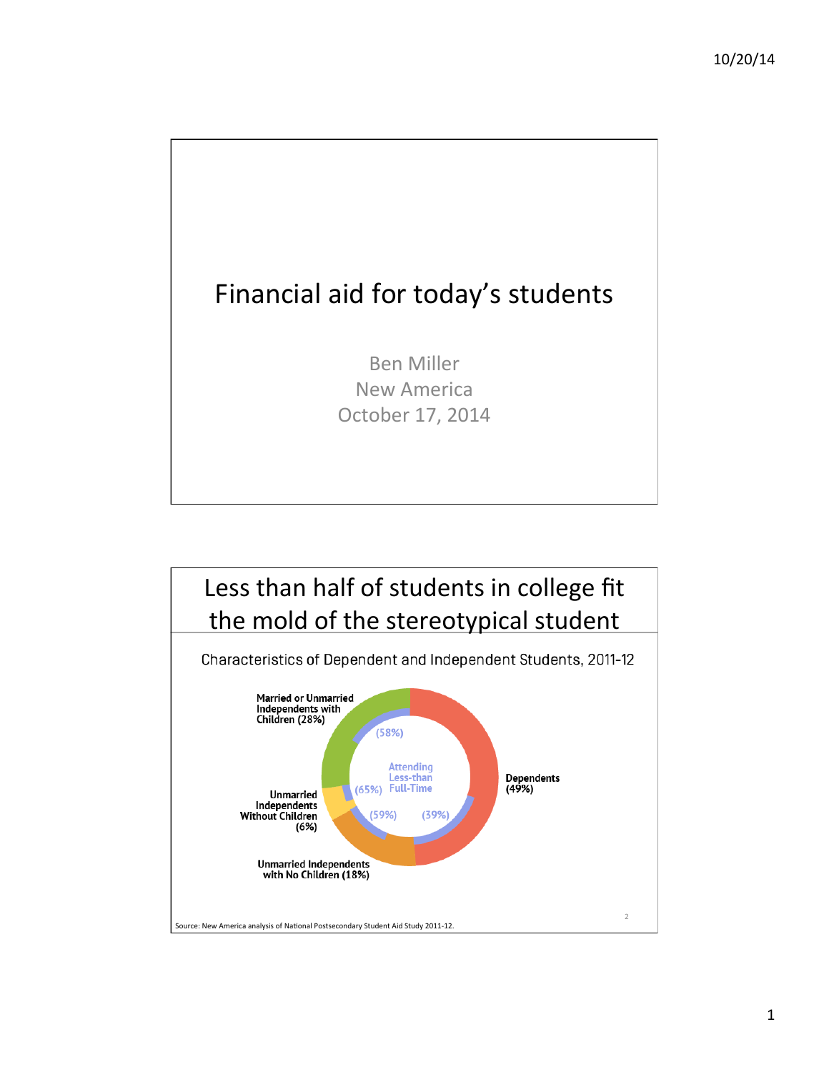# Financial aid for today's students

Ben Miller
New America
October 17, 2014

## Less than half of students in college fit the mold of the stereotypical student

Characteristics of Dependent and Independent Students, 2011-12

Married or Unmarried Independents with Children (28%)

(58%)

Attending Less-than Full-Time

Dependents (49%)

(65%)

Unmarried Independents Without Children (6%)

(59%)

(39%)

Unmarried Independents with No Children (18%)

Source: New America analysis of National Postsecondary Student Aid Study 2011-12.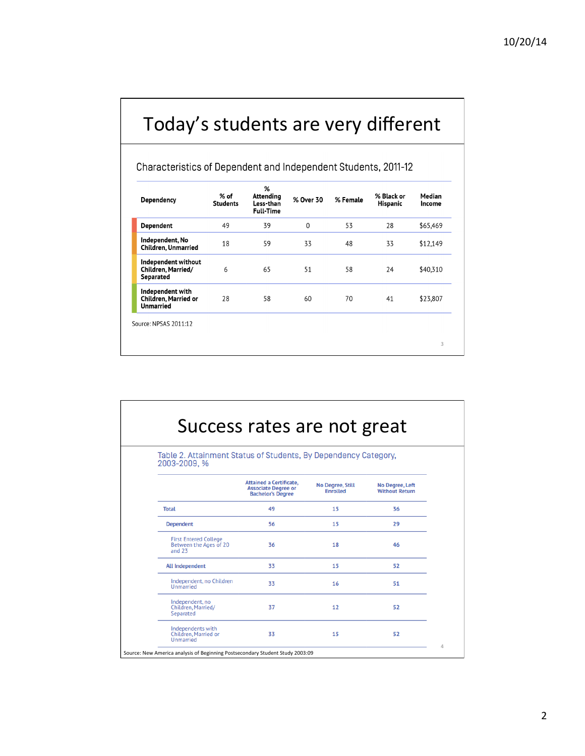# Today's students are very different

Characteristics of Dependent and Independent Students, 2011-12

| Dependency | % of Students | % Attending Less-than Full-Time | % Over 30 | % Female | % Black or Hispanic | Median Income |
|---|---|---|---|---|---|---|
| **Dependent** | 49 | 39 | 0 | 53 | 28 | $65,469 |
| **Independent, No Children, Unmarried** | 18 | 59 | 33 | 48 | 33 | $12,149 |
| **Independent without Children, Married/ Separated** | 6 | 65 | 51 | 58 | 24 | $40,310 |
| **Independent with Children, Married or Unmarried** | 28 | 58 | 60 | 70 | 41 | $23,807 |

Source: NPSAS 2011:12

# Success rates are not great

Table 2. Attainment Status of Students, By Dependency Category, 2003-2009, %

| | Attained a Certificate, Associate Degree or Bachelor's Degree | No Degree, Still Enrolled | No Degree, Left Without Return |
|---|---|---|---|
| Total | 49 | 15 | 36 |
| Dependent | 56 | 15 | 29 |
| First Entered College Between the Ages of 20 and 23 | 36 | 18 | 46 |
| All Independent | 33 | 15 | 52 |
| Independent, no Children Unmarried | 33 | 16 | 51 |
| Independent, no Children, Married/ Separated | 37 | 12 | 52 |
| Independents with Children, Married or Unmarried | 33 | 15 | 52 |

Source: New America analysis of Beginning Postsecondary Student Study 2003:09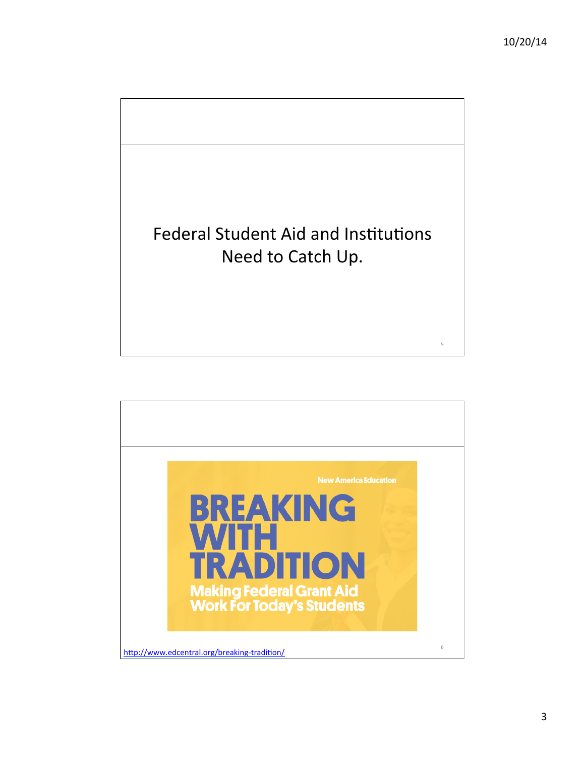Federal Student Aid and Institutions Need to Catch Up.

New America Education

BREAKING WITH TRADITION

Making Federal Grant Aid Work For Today's Students

http://www.edcentral.org/breaking-tradition/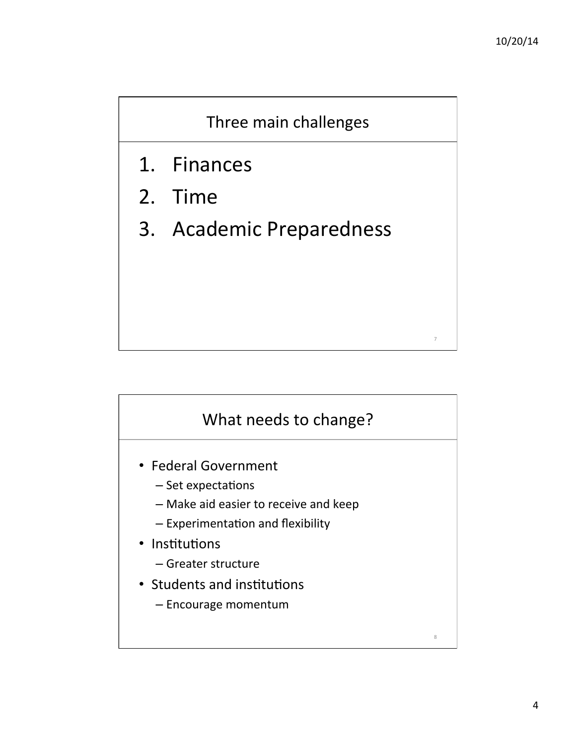## Three main challenges

1. Finances
2. Time
3. Academic Preparedness

## What needs to change?

- Federal Government
  - Set expectations
  - Make aid easier to receive and keep
  - Experimentation and flexibility
- Institutions
  - Greater structure
- Students and institutions
  - Encourage momentum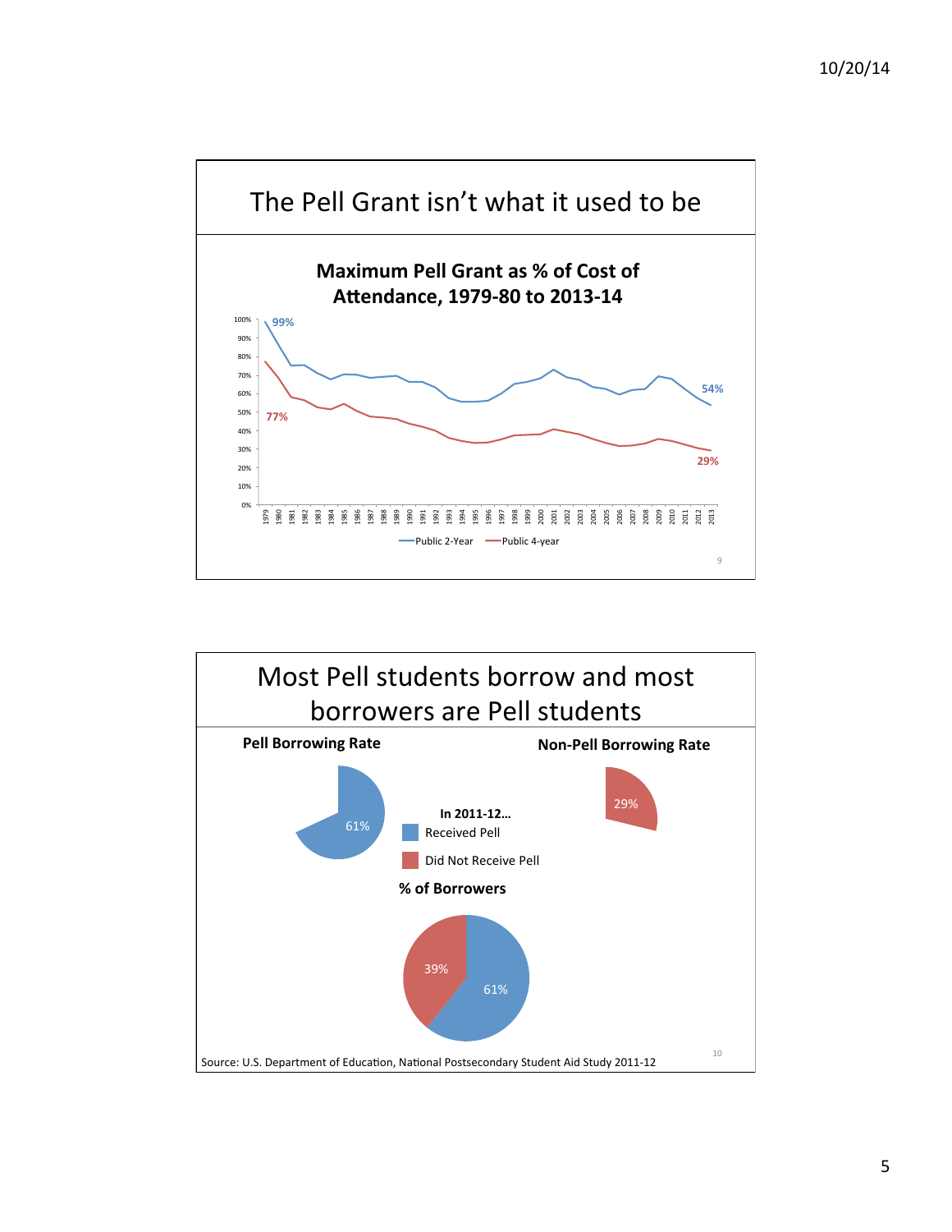# The Pell Grant isn't what it used to be

**Maximum Pell Grant as % of Cost of Attendance, 1979-80 to 2013-14**

Public 2-Year: 99% (1979) → 54% (2013)

Public 4-year: 77% (1979) → 29% (2013)

# Most Pell students borrow and most borrowers are Pell students

**Pell Borrowing Rate**: 61%

**Non-Pell Borrowing Rate**: 29%

**In 2011-12…**

- Received Pell
- Did Not Receive Pell

**% of Borrowers**

- Received Pell: 61%
- Did Not Receive Pell: 39%

Source: U.S. Department of Education, National Postsecondary Student Aid Study 2011-12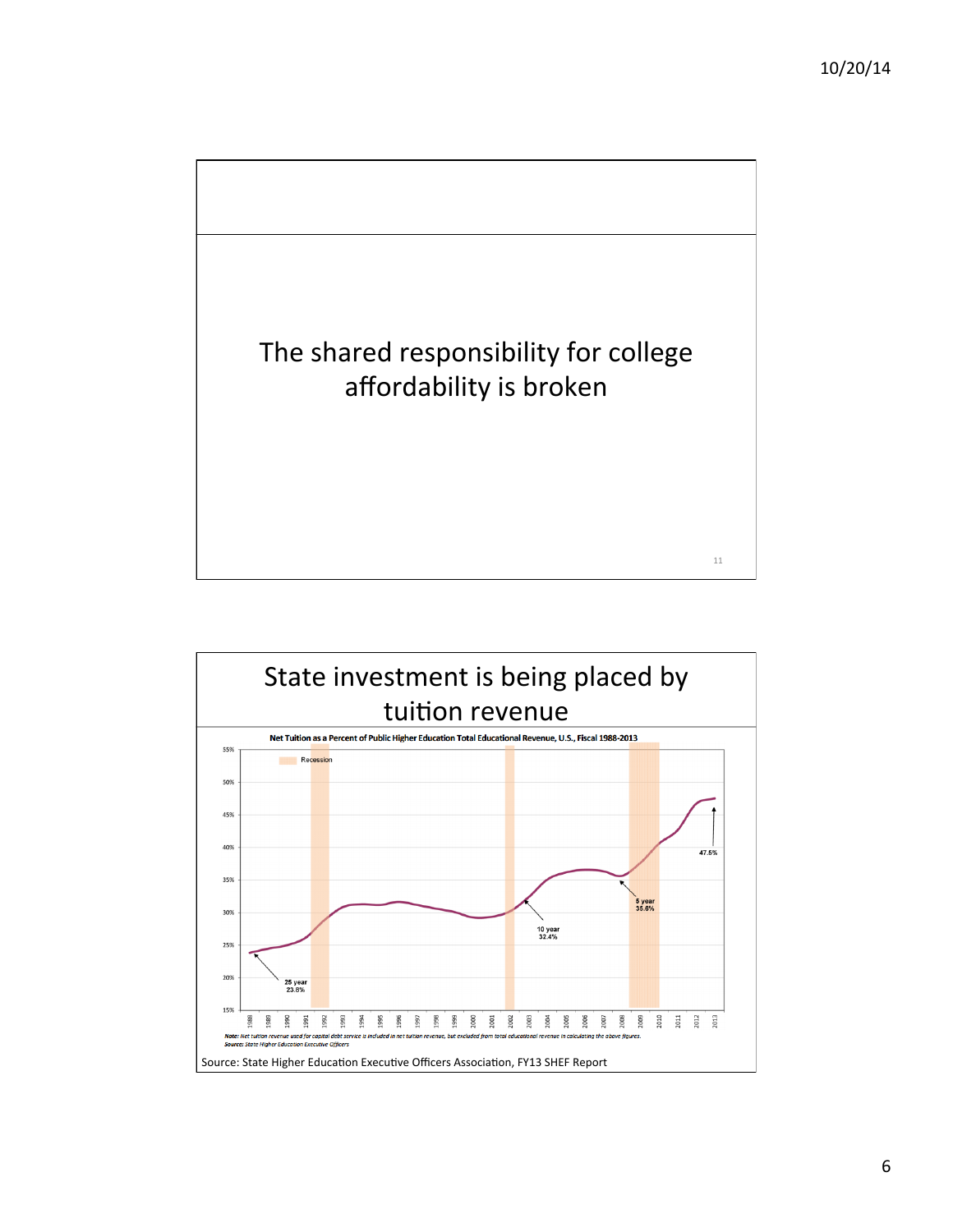## The shared responsibility for college affordability is broken

## State investment is being placed by tuition revenue

**Net Tuition as a Percent of Public Higher Education Total Educational Revenue, U.S., Fiscal 1988-2013**

Recession

25 year 23.8%

10 year 32.4%

5 year 35.8%

47.5%

*Note: Net tuition revenue used for capital debt service is included in net tuition revenue, but excluded from total educational revenue in calculating the above figures.*
*Source: State Higher Education Executive Officers*

Source: State Higher Education Executive Officers Association, FY13 SHEF Report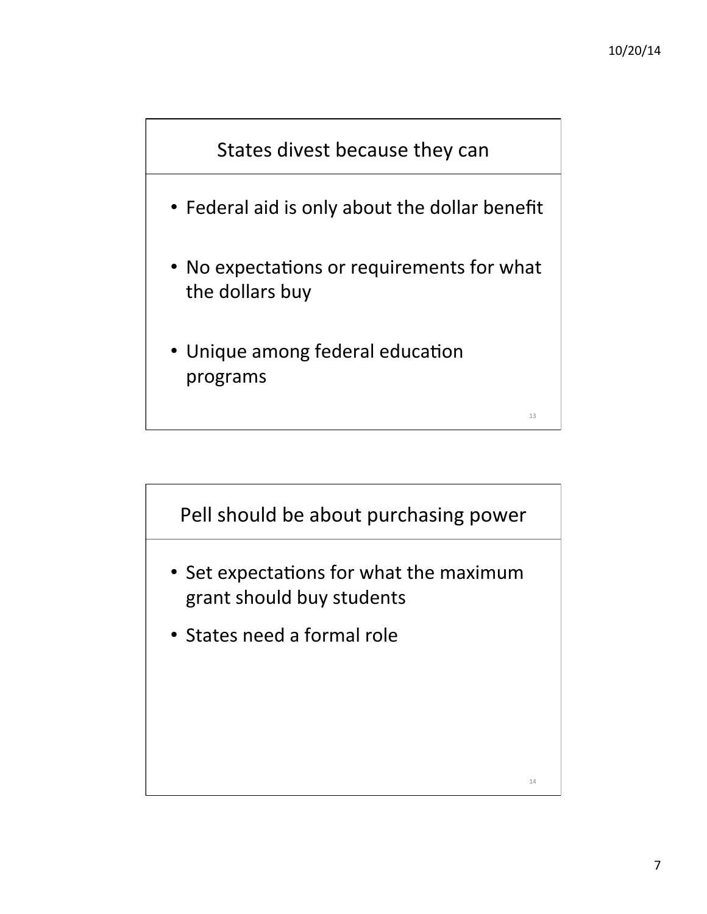## States divest because they can

- Federal aid is only about the dollar benefit
- No expectations or requirements for what the dollars buy
- Unique among federal education programs

## Pell should be about purchasing power

- Set expectations for what the maximum grant should buy students
- States need a formal role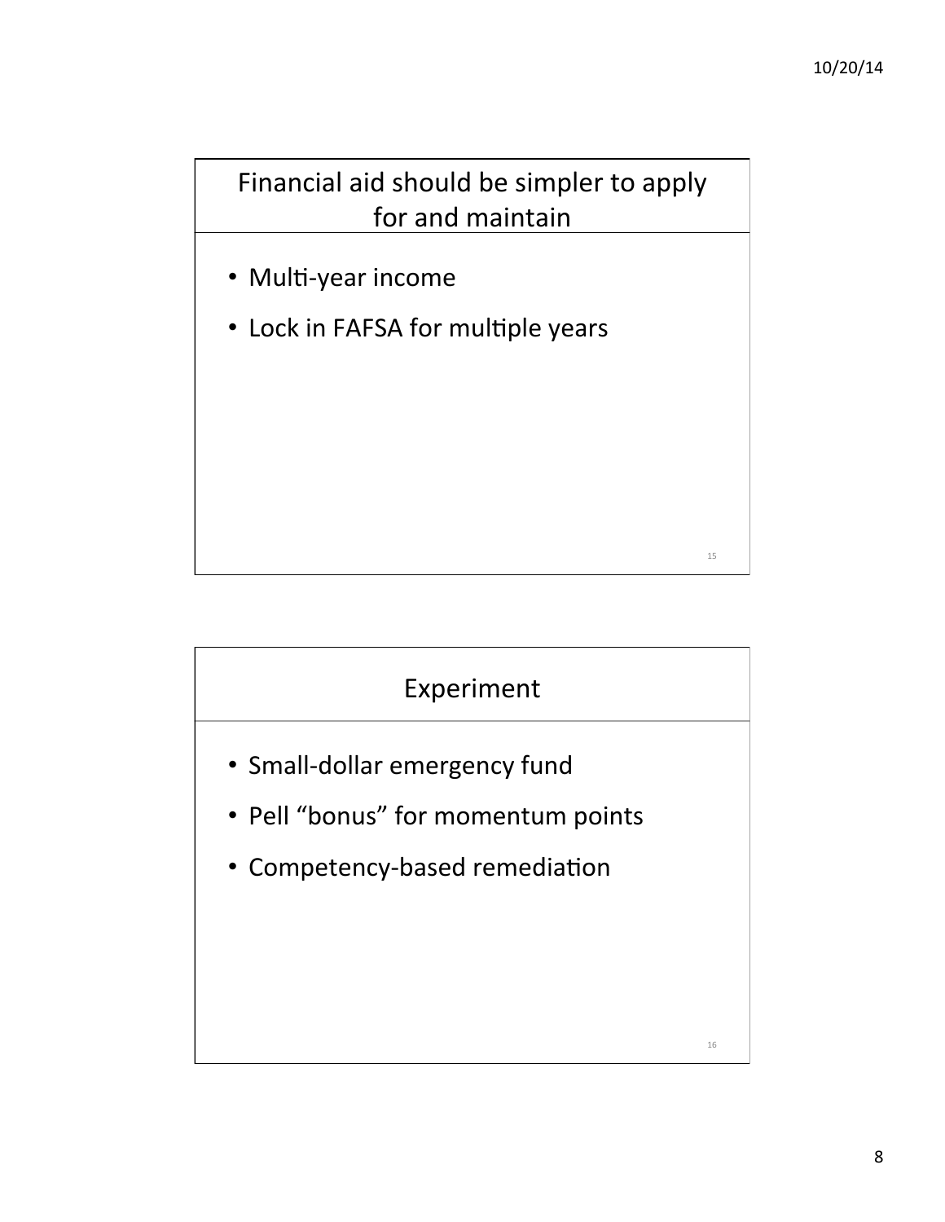## Financial aid should be simpler to apply for and maintain

- Multi-year income
- Lock in FAFSA for multiple years

## Experiment

- Small-dollar emergency fund
- Pell "bonus" for momentum points
- Competency-based remediation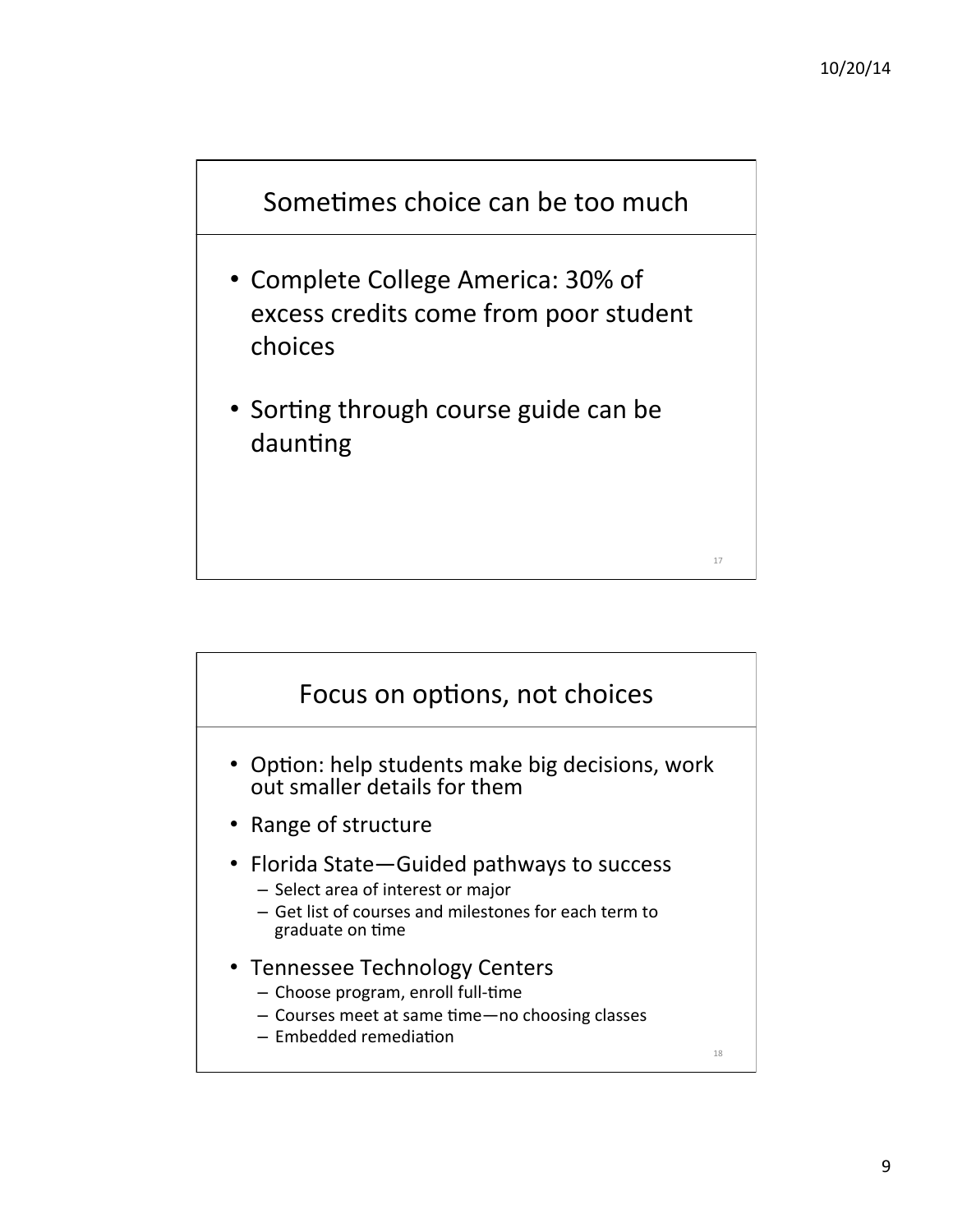## Sometimes choice can be too much

- Complete College America: 30% of excess credits come from poor student choices
- Sorting through course guide can be daunting

## Focus on options, not choices

- Option: help students make big decisions, work out smaller details for them
- Range of structure
- Florida State—Guided pathways to success
  - Select area of interest or major
  - Get list of courses and milestones for each term to graduate on time
- Tennessee Technology Centers
  - Choose program, enroll full-time
  - Courses meet at same time—no choosing classes
  - Embedded remediation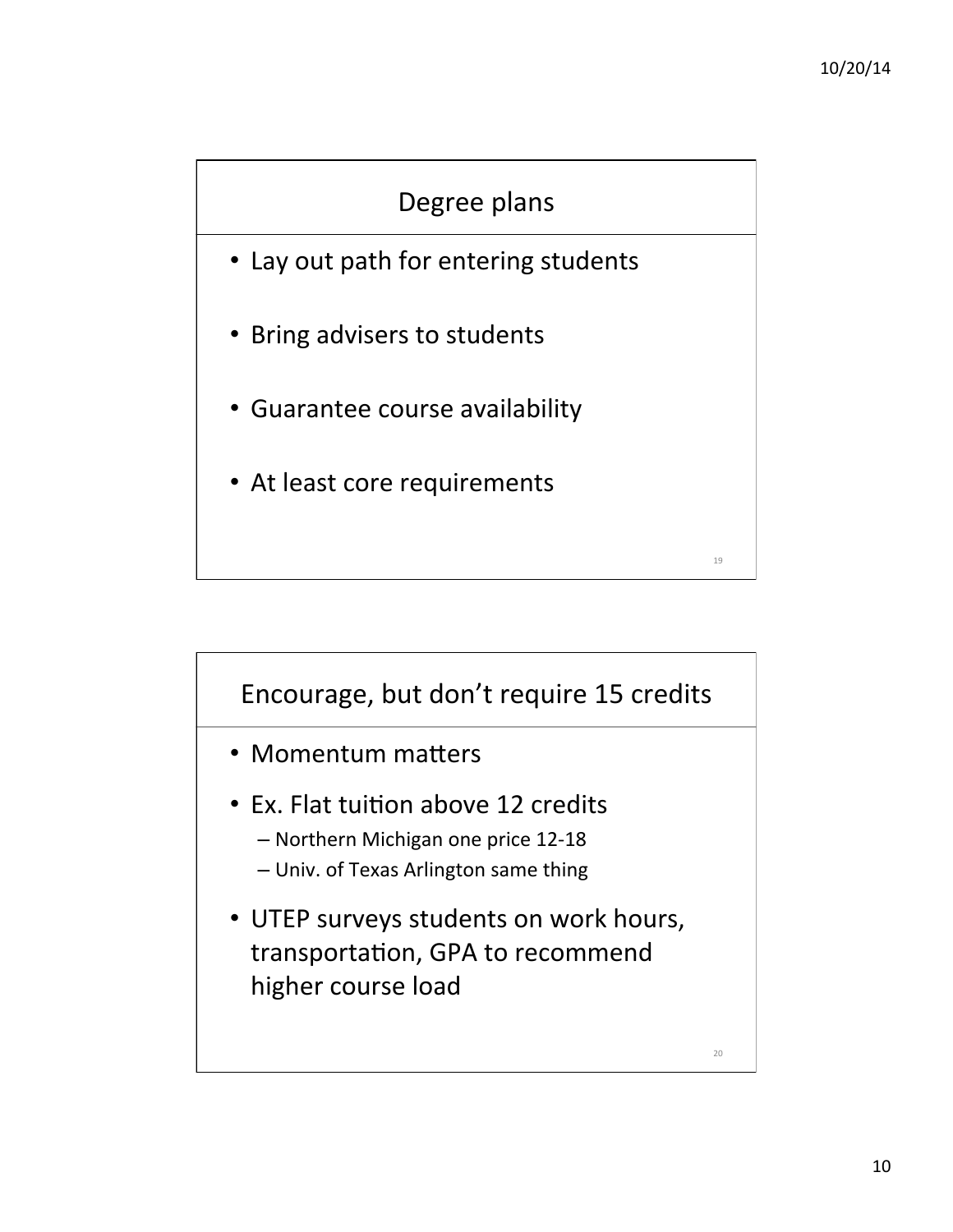## Degree plans

- Lay out path for entering students
- Bring advisers to students
- Guarantee course availability
- At least core requirements

## Encourage, but don't require 15 credits

- Momentum matters
- Ex. Flat tuition above 12 credits
  - Northern Michigan one price 12-18
  - Univ. of Texas Arlington same thing
- UTEP surveys students on work hours, transportation, GPA to recommend higher course load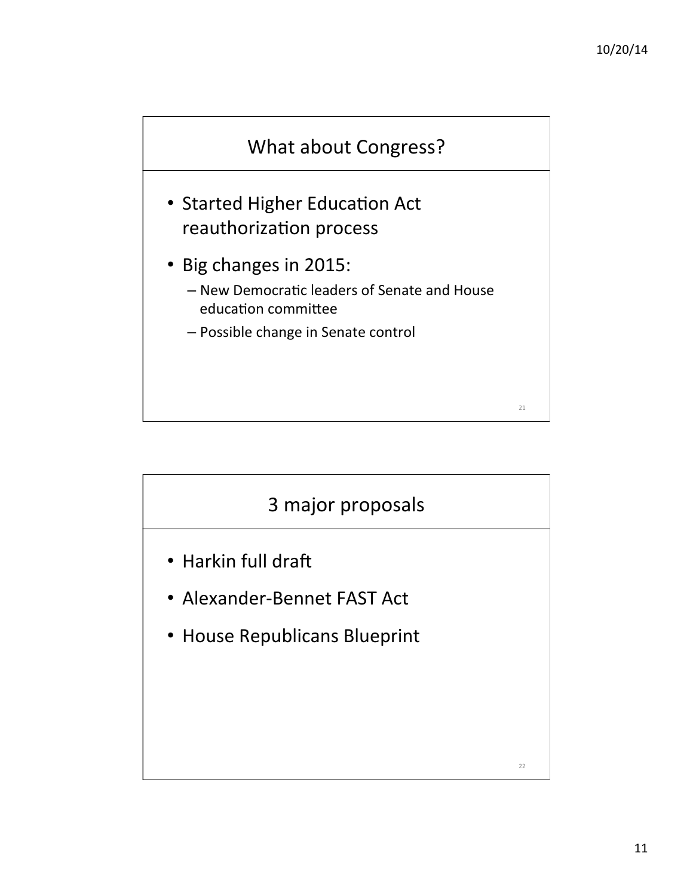## What about Congress?

- Started Higher Education Act reauthorization process
- Big changes in 2015:
  - New Democratic leaders of Senate and House education committee
  - Possible change in Senate control

## 3 major proposals

- Harkin full draft
- Alexander-Bennet FAST Act
- House Republicans Blueprint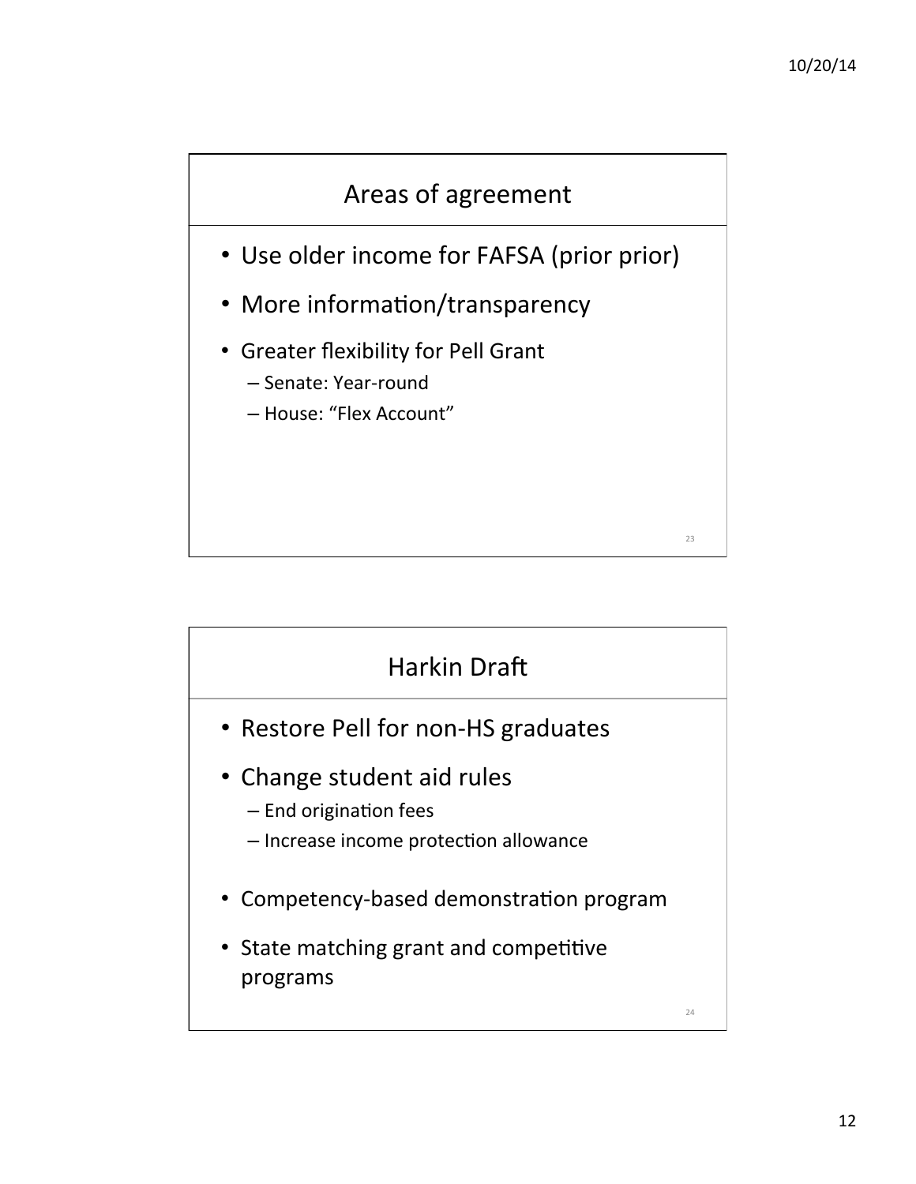## Areas of agreement

- Use older income for FAFSA (prior prior)
- More information/transparency
- Greater flexibility for Pell Grant
  - Senate: Year-round
  - House: "Flex Account"

## Harkin Draft

- Restore Pell for non-HS graduates
- Change student aid rules
  - End origination fees
  - Increase income protection allowance
- Competency-based demonstration program
- State matching grant and competitive programs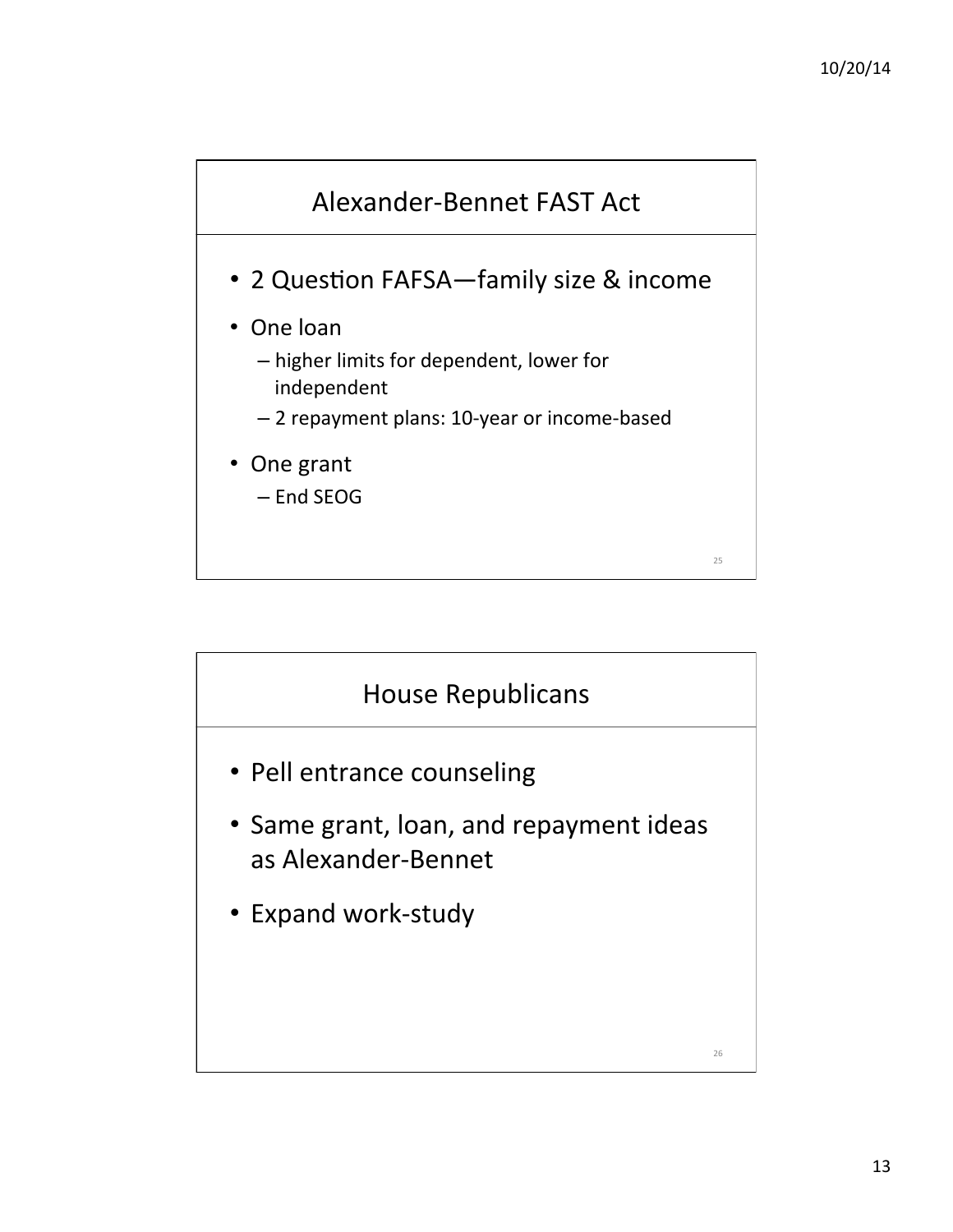## Alexander-Bennet FAST Act

- 2 Question FAFSA—family size & income
- One loan
  - higher limits for dependent, lower for independent
  - 2 repayment plans: 10-year or income-based
- One grant
  - End SEOG

## House Republicans

- Pell entrance counseling
- Same grant, loan, and repayment ideas as Alexander-Bennet
- Expand work-study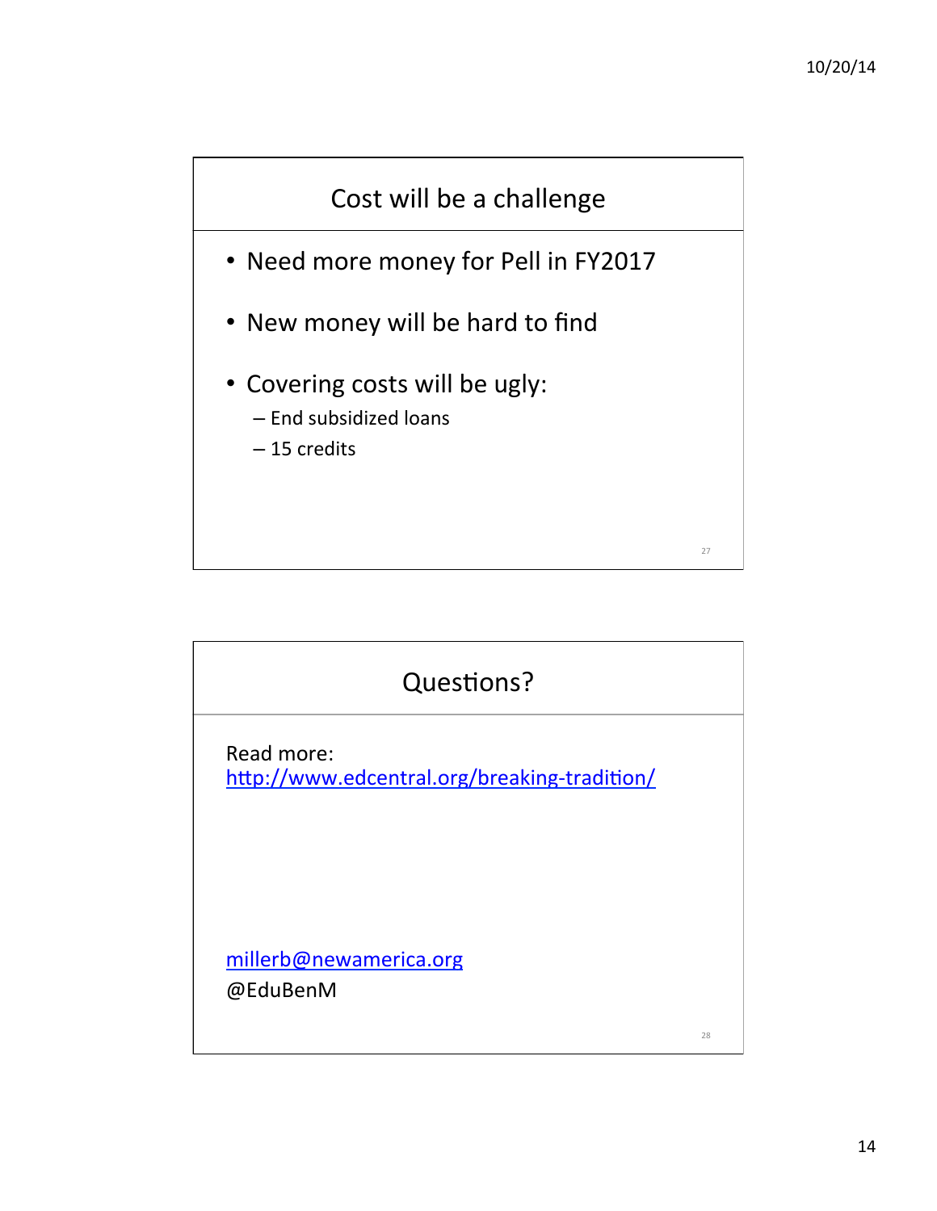## Cost will be a challenge

- Need more money for Pell in FY2017
- New money will be hard to find
- Covering costs will be ugly:
  - End subsidized loans
  - 15 credits

## Questions?

Read more:
http://www.edcentral.org/breaking-tradition/

millerb@newamerica.org
@EduBenM